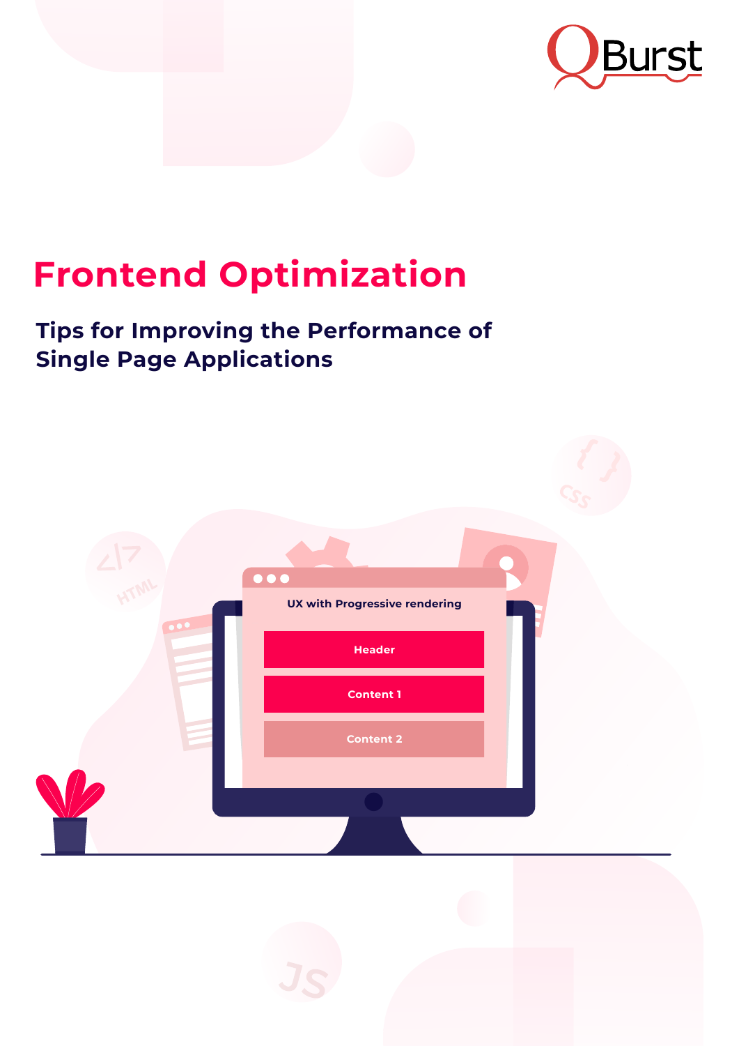# Frontend Optimization

## Tips for Improving the Performance of Single Page Applications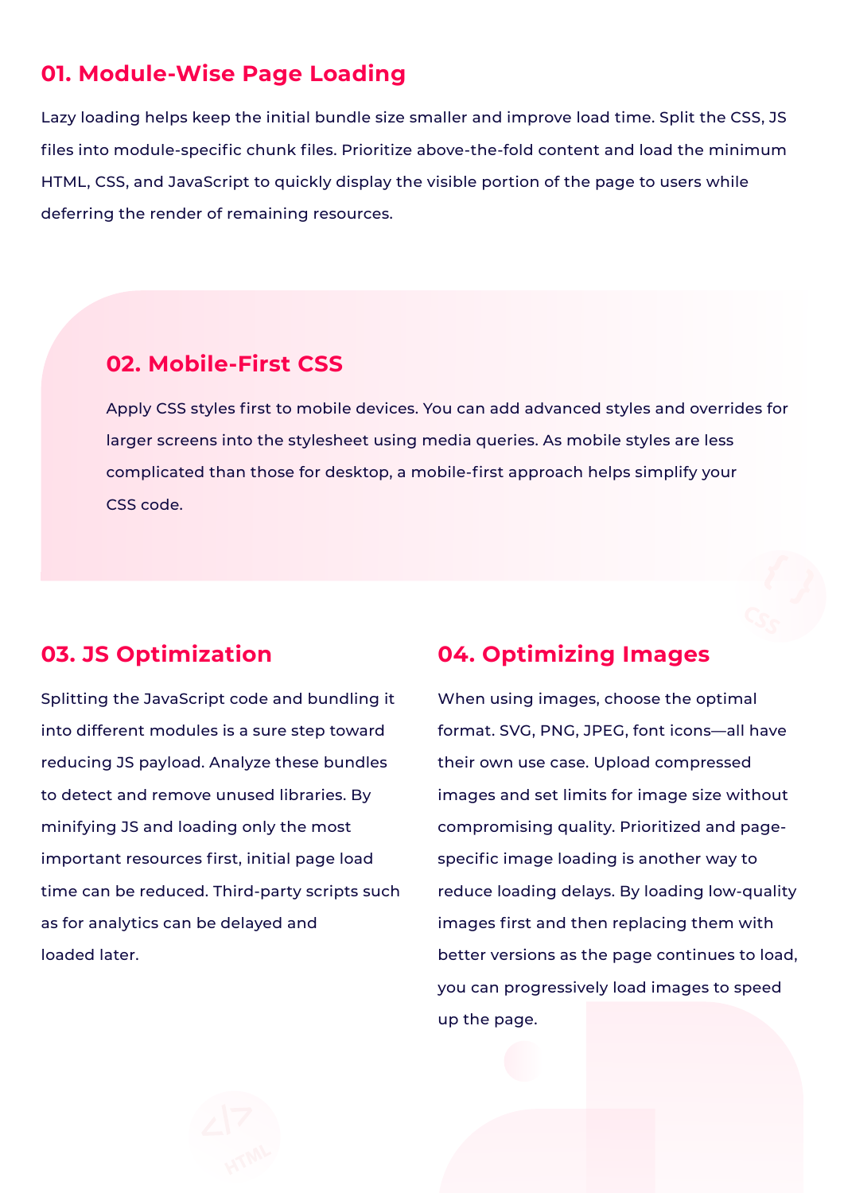## 01. Module-Wise Page Loading

Lazy loading helps keep the initial bundle size smaller and improve load time. Split the CSS, JS files into module-specific chunk files. Prioritize above-the-fold content and load the minimum HTML, CSS, and JavaScript to quickly display the visible portion of the page to users while deferring the render of remaining resources.

## 02. Mobile-First CSS

Apply CSS styles first to mobile devices. You can add advanced styles and overrides for larger screens into the stylesheet using media queries. As mobile styles are less complicated than those for desktop, a mobile-first approach helps simplify your CSS code.

## 03. JS Optimization

Splitting the JavaScript code and bundling it into different modules is a sure step toward reducing JS payload. Analyze these bundles to detect and remove unused libraries. By minifying JS and loading only the most important resources first, initial page load time can be reduced. Third-party scripts such as for analytics can be delayed and loaded later.

## 04. Optimizing Images

When using images, choose the optimal format. SVG, PNG, JPEG, font icons—all have their own use case. Upload compressed images and set limits for image size without compromising quality. Prioritized and page-specific image loading is another way to reduce loading delays. By loading low-quality images first and then replacing them with better versions as the page continues to load, you can progressively load images to speed up the page.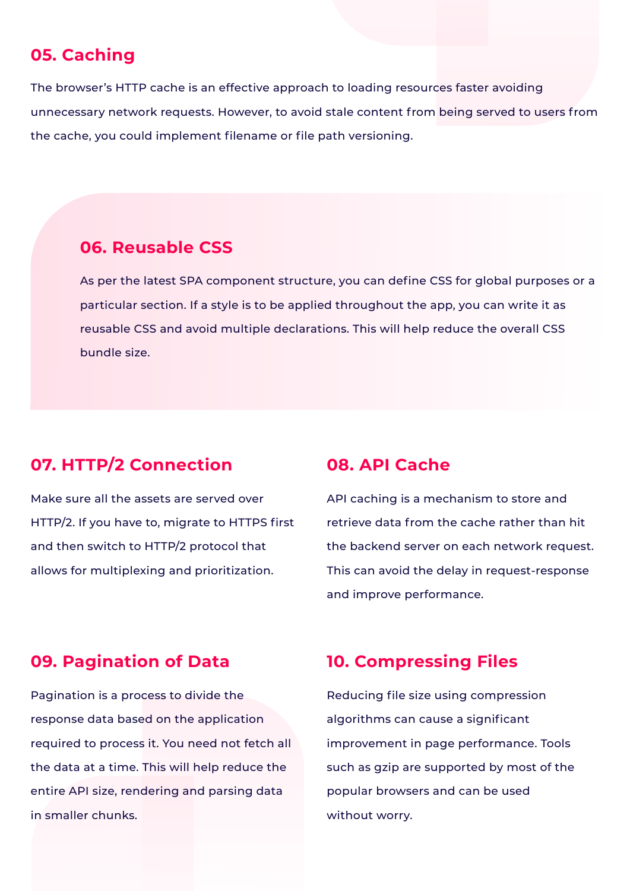## 05. Caching

The browser's HTTP cache is an effective approach to loading resources faster avoiding unnecessary network requests. However, to avoid stale content from being served to users from the cache, you could implement filename or file path versioning.

## 06. Reusable CSS

As per the latest SPA component structure, you can define CSS for global purposes or a particular section. If a style is to be applied throughout the app, you can write it as reusable CSS and avoid multiple declarations. This will help reduce the overall CSS bundle size.

## 07. HTTP/2 Connection

Make sure all the assets are served over HTTP/2. If you have to, migrate to HTTPS first and then switch to HTTP/2 protocol that allows for multiplexing and prioritization.

## 08. API Cache

API caching is a mechanism to store and retrieve data from the cache rather than hit the backend server on each network request. This can avoid the delay in request-response and improve performance.

## 09. Pagination of Data

Pagination is a process to divide the response data based on the application required to process it. You need not fetch all the data at a time. This will help reduce the entire API size, rendering and parsing data in smaller chunks.

## 10. Compressing Files

Reducing file size using compression algorithms can cause a significant improvement in page performance. Tools such as gzip are supported by most of the popular browsers and can be used without worry.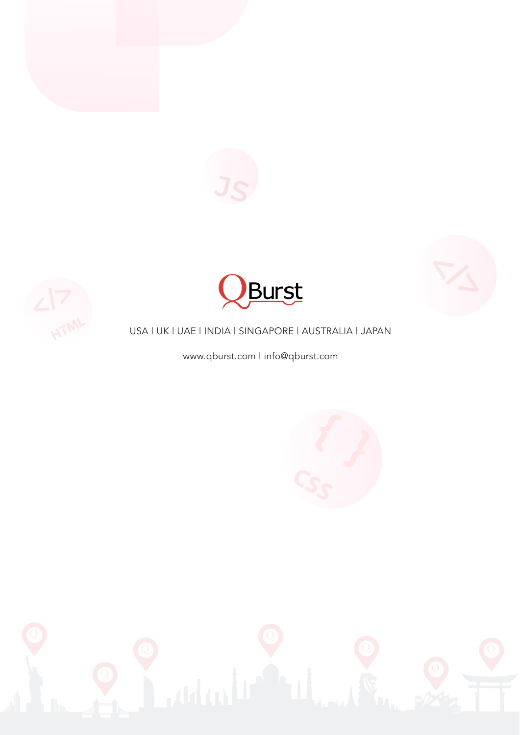QBurst

USA | UK | UAE | INDIA | SINGAPORE | AUSTRALIA | JAPAN

www.qburst.com | info@qburst.com